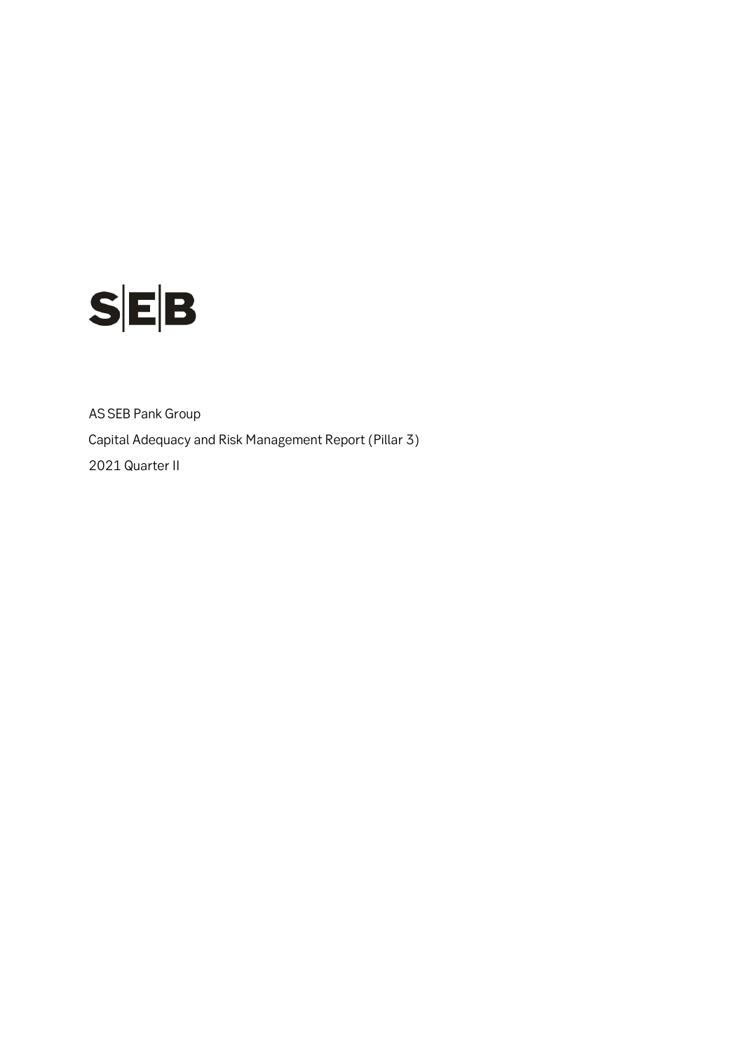SEB

AS SEB Pank Group

Capital Adequacy and Risk Management Report (Pillar 3)

2021 Quarter II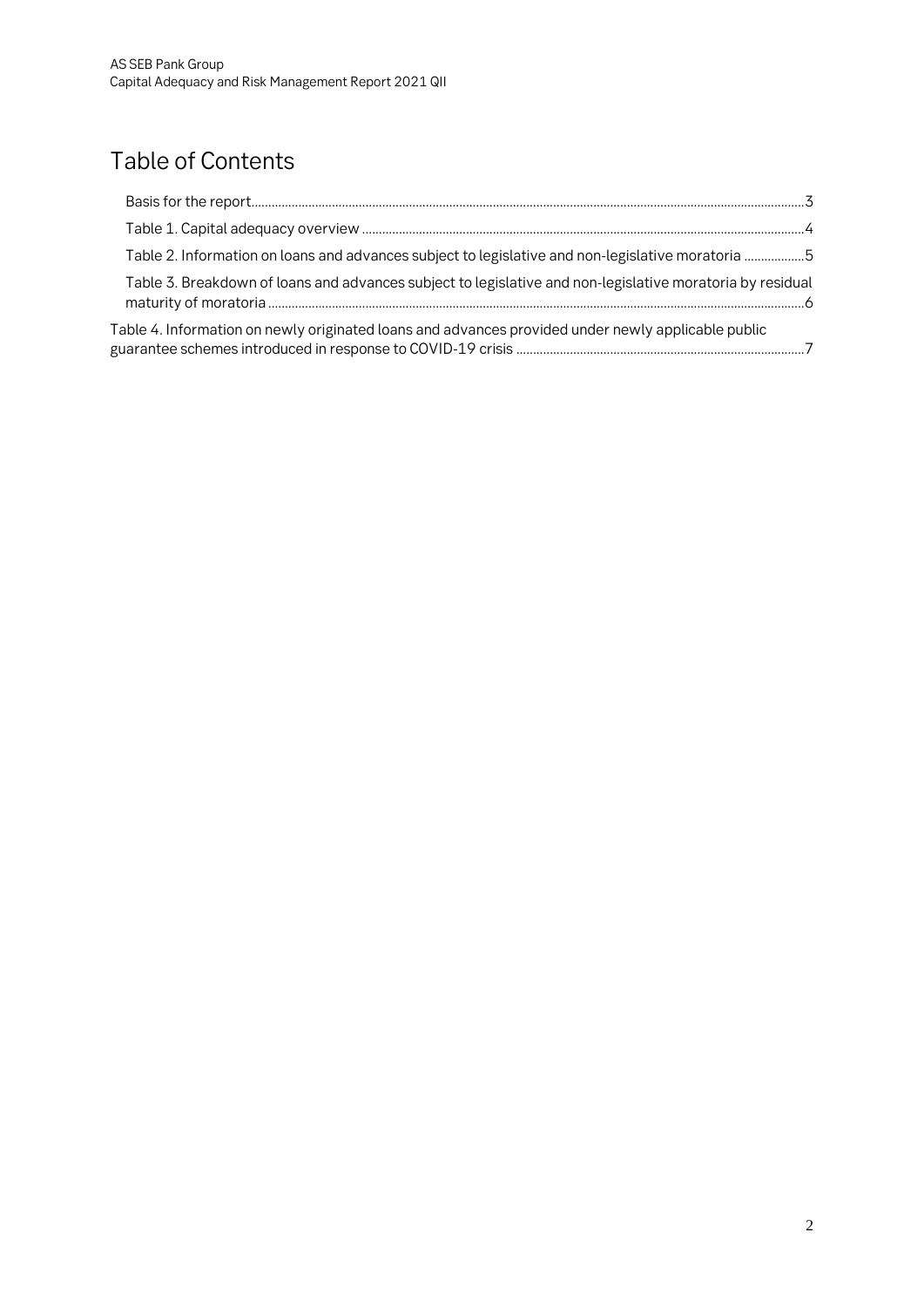# Table of Contents

Basis for the report ....................................................................................................3

Table 1. Capital adequacy overview ....................................................................................................4

Table 2. Information on loans and advances subject to legislative and non-legislative moratoria ....................5

Table 3. Breakdown of loans and advances subject to legislative and non-legislative moratoria by residual maturity of moratoria ....................................................................................................6

Table 4. Information on newly originated loans and advances provided under newly applicable public guarantee schemes introduced in response to COVID-19 crisis ....................................................................................................7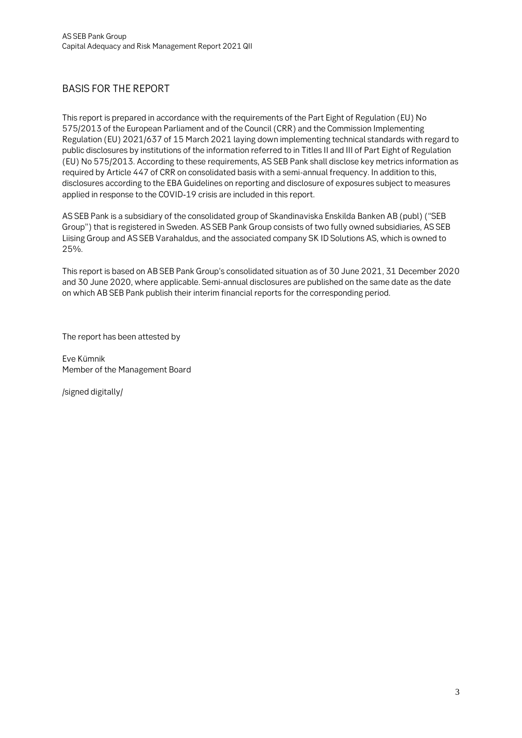## BASIS FOR THE REPORT

This report is prepared in accordance with the requirements of the Part Eight of Regulation (EU) No 575/2013 of the European Parliament and of the Council (CRR) and the Commission Implementing Regulation (EU) 2021/637 of 15 March 2021 laying down implementing technical standards with regard to public disclosures by institutions of the information referred to in Titles II and III of Part Eight of Regulation (EU) No 575/2013. According to these requirements, AS SEB Pank shall disclose key metrics information as required by Article 447 of CRR on consolidated basis with a semi-annual frequency. In addition to this, disclosures according to the EBA Guidelines on reporting and disclosure of exposures subject to measures applied in response to the COVID-19 crisis are included in this report.

AS SEB Pank is a subsidiary of the consolidated group of Skandinaviska Enskilda Banken AB (publ) ("SEB Group") that is registered in Sweden. AS SEB Pank Group consists of two fully owned subsidiaries, AS SEB Liising Group and AS SEB Varahaldus, and the associated company SK ID Solutions AS, which is owned to 25%.

This report is based on AB SEB Pank Group's consolidated situation as of 30 June 2021, 31 December 2020 and 30 June 2020, where applicable. Semi-annual disclosures are published on the same date as the date on which AB SEB Pank publish their interim financial reports for the corresponding period.

The report has been attested by

Eve Kümnik
Member of the Management Board

/signed digitally/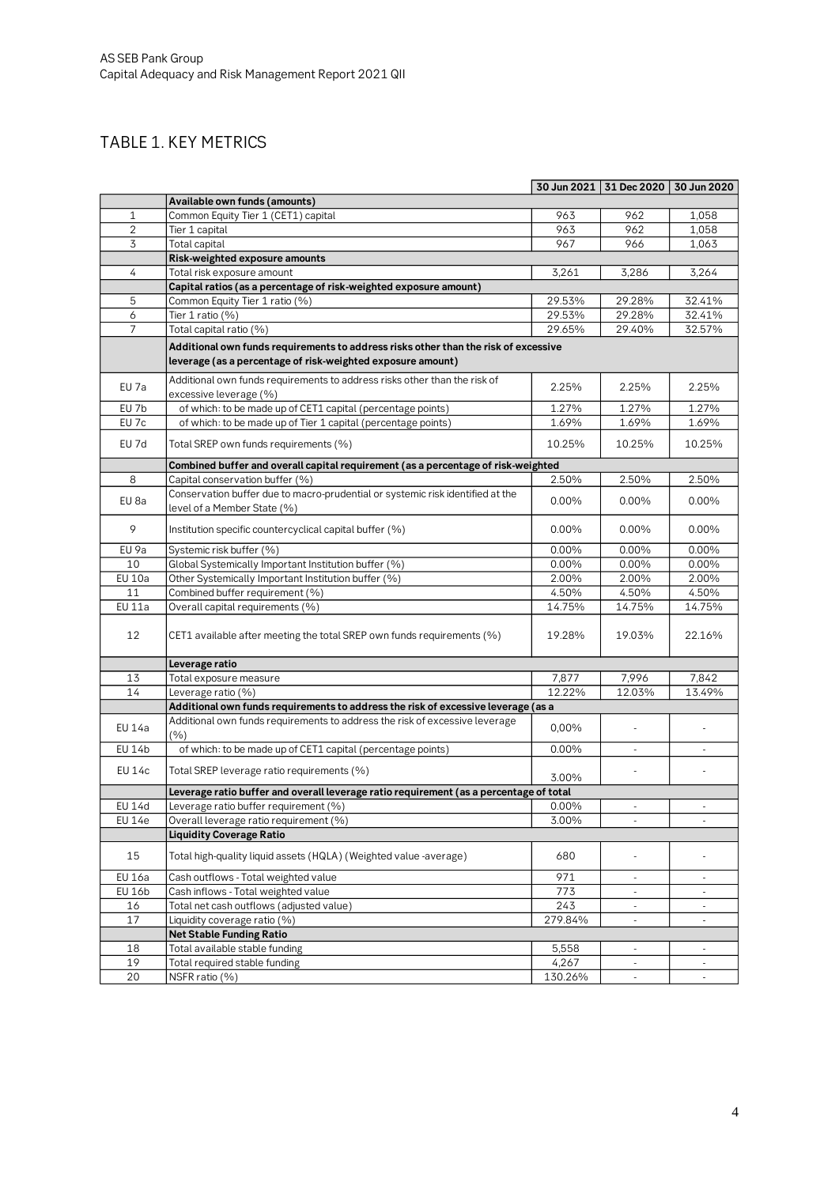## TABLE 1. KEY METRICS

| | | 30 Jun 2021 | 31 Dec 2020 | 30 Jun 2020 |
|---|---|---|---|---|
| | **Available own funds (amounts)** | | | |
| 1 | Common Equity Tier 1 (CET1) capital | 963 | 962 | 1,058 |
| 2 | Tier 1 capital | 963 | 962 | 1,058 |
| 3 | Total capital | 967 | 966 | 1,063 |
| | **Risk-weighted exposure amounts** | | | |
| 4 | Total risk exposure amount | 3,261 | 3,286 | 3,264 |
| | **Capital ratios (as a percentage of risk-weighted exposure amount)** | | | |
| 5 | Common Equity Tier 1 ratio (%) | 29.53% | 29.28% | 32.41% |
| 6 | Tier 1 ratio (%) | 29.53% | 29.28% | 32.41% |
| 7 | Total capital ratio (%) | 29.65% | 29.40% | 32.57% |
| | **Additional own funds requirements to address risks other than the risk of excessive leverage (as a percentage of risk-weighted exposure amount)** | | | |
| EU 7a | Additional own funds requirements to address risks other than the risk of excessive leverage (%) | 2.25% | 2.25% | 2.25% |
| EU 7b | of which: to be made up of CET1 capital (percentage points) | 1.27% | 1.27% | 1.27% |
| EU 7c | of which: to be made up of Tier 1 capital (percentage points) | 1.69% | 1.69% | 1.69% |
| EU 7d | Total SREP own funds requirements (%) | 10.25% | 10.25% | 10.25% |
| | **Combined buffer and overall capital requirement (as a percentage of risk-weighted** | | | |
| 8 | Capital conservation buffer (%) | 2.50% | 2.50% | 2.50% |
| EU 8a | Conservation buffer due to macro-prudential or systemic risk identified at the level of a Member State (%) | 0.00% | 0.00% | 0.00% |
| 9 | Institution specific countercyclical capital buffer (%) | 0.00% | 0.00% | 0.00% |
| EU 9a | Systemic risk buffer (%) | 0.00% | 0.00% | 0.00% |
| 10 | Global Systemically Important Institution buffer (%) | 0.00% | 0.00% | 0.00% |
| EU 10a | Other Systemically Important Institution buffer (%) | 2.00% | 2.00% | 2.00% |
| 11 | Combined buffer requirement (%) | 4.50% | 4.50% | 4.50% |
| EU 11a | Overall capital requirements (%) | 14.75% | 14.75% | 14.75% |
| 12 | CET1 available after meeting the total SREP own funds requirements (%) | 19.28% | 19.03% | 22.16% |
| | **Leverage ratio** | | | |
| 13 | Total exposure measure | 7,877 | 7,996 | 7,842 |
| 14 | Leverage ratio (%) | 12.22% | 12.03% | 13.49% |
| | **Additional own funds requirements to address the risk of excessive leverage (as a** | | | |
| EU 14a | Additional own funds requirements to address the risk of excessive leverage (%) | 0,00% | - | - |
| EU 14b | of which: to be made up of CET1 capital (percentage points) | 0.00% | - | - |
| EU 14c | Total SREP leverage ratio requirements (%) | 3.00% | - | - |
| | **Leverage ratio buffer and overall leverage ratio requirement (as a percentage of total** | | | |
| EU 14d | Leverage ratio buffer requirement (%) | 0.00% | - | - |
| EU 14e | Overall leverage ratio requirement (%) | 3.00% | - | - |
| | **Liquidity Coverage Ratio** | | | |
| 15 | Total high-quality liquid assets (HQLA) (Weighted value -average) | 680 | - | - |
| EU 16a | Cash outflows - Total weighted value | 971 | - | - |
| EU 16b | Cash inflows - Total weighted value | 773 | - | - |
| 16 | Total net cash outflows (adjusted value) | 243 | - | - |
| 17 | Liquidity coverage ratio (%) | 279.84% | - | - |
| | **Net Stable Funding Ratio** | | | |
| 18 | Total available stable funding | 5,558 | - | - |
| 19 | Total required stable funding | 4,267 | - | - |
| 20 | NSFR ratio (%) | 130.26% | - | - |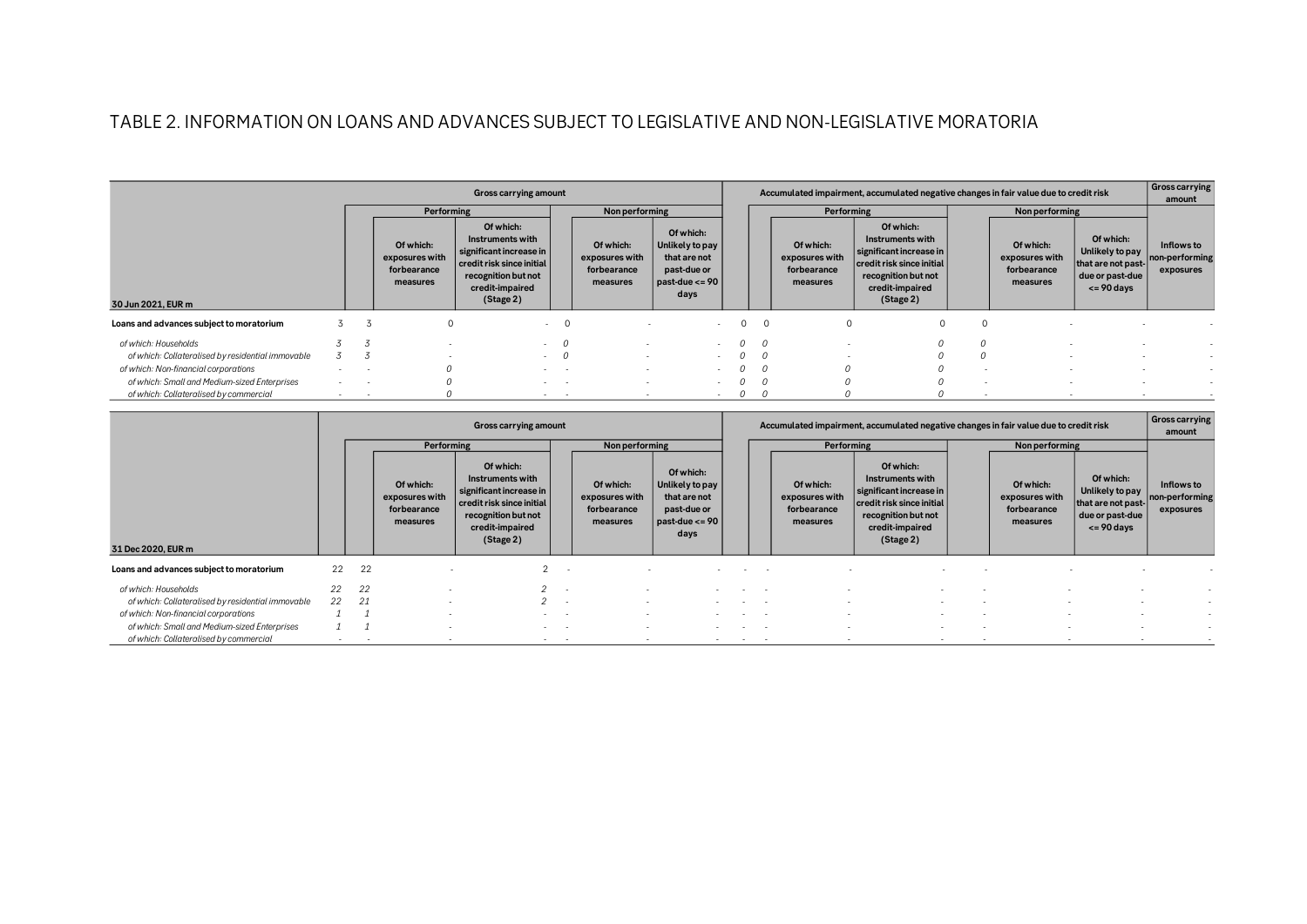# TABLE 2. INFORMATION ON LOANS AND ADVANCES SUBJECT TO LEGISLATIVE AND NON-LEGISLATIVE MORATORIA

| 30 Jun 2021, EUR m | Gross carrying amount | | | | | | | Accumulated impairment, accumulated negative changes in fair value due to credit risk | | | | | | | Gross carrying amount |
|---|---|---|---|---|---|---|---|---|---|---|---|---|---|---|---|
| | | Performing | | | Non performing | | | | Performing | | | Non performing | | | |
| | | | Of which: exposures with forbearance measures | Of which: Instruments with significant increase in credit risk since initial recognition but not credit-impaired (Stage 2) | | Of which: exposures with forbearance measures | Of which: Unlikely to pay that are not past-due or past-due <= 90 days | | | Of which: exposures with forbearance measures | Of which: Instruments with significant increase in credit risk since initial recognition but not credit-impaired (Stage 2) | | Of which: exposures with forbearance measures | Of which: Unlikely to pay that are not past-due or past-due <= 90 days | Inflows to non-performing exposures |
| **Loans and advances subject to moratorium** | 3 | 3 | 0 | - | 0 | - | - | 0 | 0 | 0 | 0 | 0 | - | - | - |
| *of which: Households* | *3* | *3* | - | - | *0* | - | - | *0* | *0* | - | *0* | *0* | - | - | - |
| *of which: Collateralised by residential immovable* | *3* | *3* | - | - | *0* | - | - | *0* | *0* | - | *0* | *0* | - | - | - |
| *of which: Non-financial corporations* | - | - | *0* | - | - | - | - | *0* | *0* | *0* | *0* | - | - | - | - |
| *of which: Small and Medium-sized Enterprises* | - | - | *0* | - | - | - | - | *0* | *0* | *0* | *0* | - | - | - | - |
| *of which: Collateralised by commercial* | - | - | *0* | - | - | - | - | *0* | *0* | *0* | *0* | - | - | - | - |

| 31 Dec 2020, EUR m | Gross carrying amount | | | | | | | Accumulated impairment, accumulated negative changes in fair value due to credit risk | | | | | | | Gross carrying amount |
|---|---|---|---|---|---|---|---|---|---|---|---|---|---|---|---|
| | | Performing | | | Non performing | | | | Performing | | | Non performing | | | |
| | | | Of which: exposures with forbearance measures | Of which: Instruments with significant increase in credit risk since initial recognition but not credit-impaired (Stage 2) | | Of which: exposures with forbearance measures | Of which: Unlikely to pay that are not past-due or past-due <= 90 days | | | Of which: exposures with forbearance measures | Of which: Instruments with significant increase in credit risk since initial recognition but not credit-impaired (Stage 2) | | Of which: exposures with forbearance measures | Of which: Unlikely to pay that are not past-due or past-due <= 90 days | Inflows to non-performing exposures |
| **Loans and advances subject to moratorium** | 22 | 22 | - | 2 | - | - | - | - | - | - | - | - | - | - | - |
| *of which: Households* | *22* | *22* | - | *2* | - | - | - | - | - | - | - | - | - | - | - |
| *of which: Collateralised by residential immovable* | *22* | *21* | - | *2* | - | - | - | - | - | - | - | - | - | - | - |
| *of which: Non-financial corporations* | *1* | *1* | - | - | - | - | - | - | - | - | - | - | - | - | - |
| *of which: Small and Medium-sized Enterprises* | *1* | *1* | - | - | - | - | - | - | - | - | - | - | - | - | - |
| *of which: Collateralised by commercial* | - | - | - | - | - | - | - | - | - | - | - | - | - | - | - |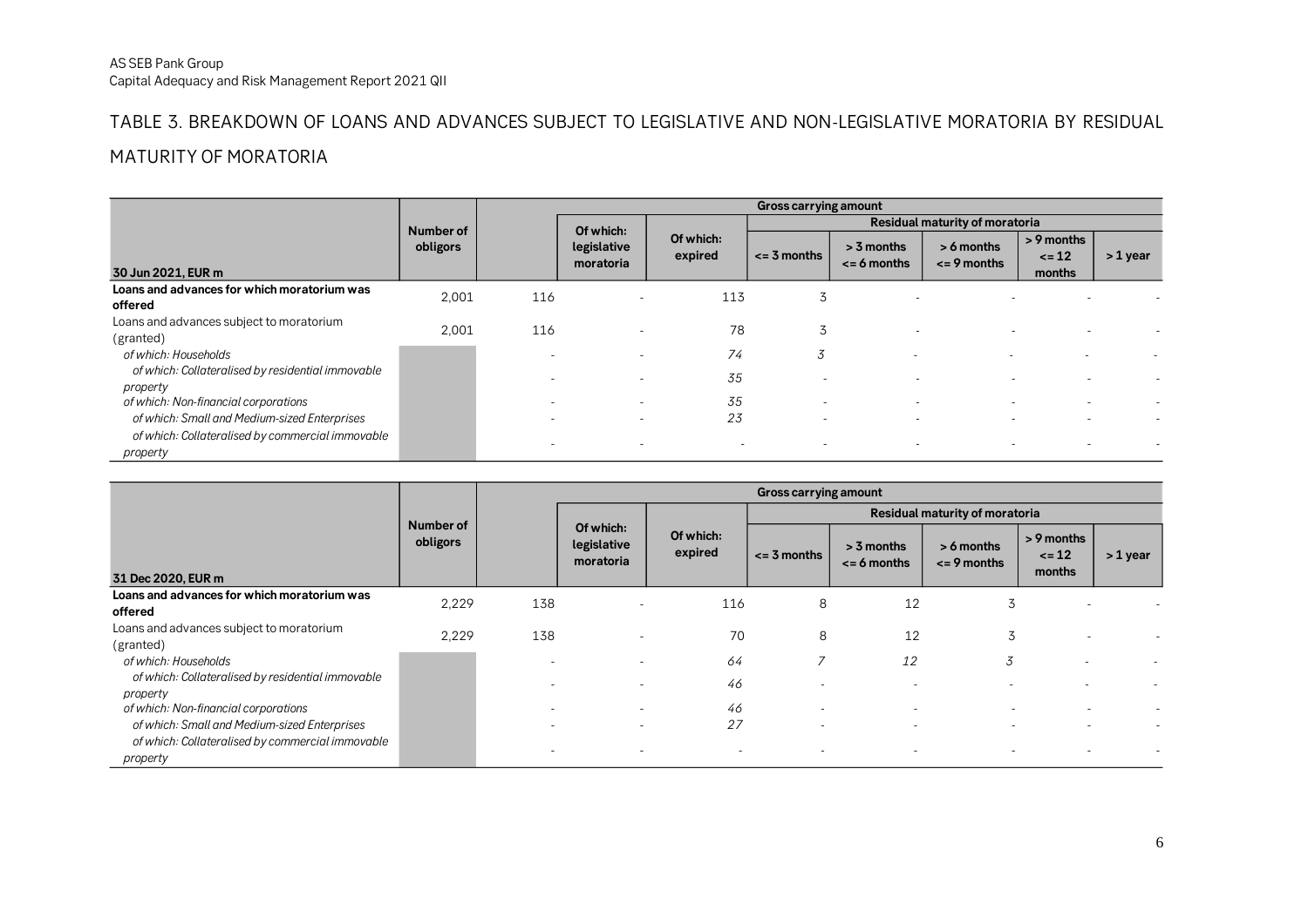## TABLE 3. BREAKDOWN OF LOANS AND ADVANCES SUBJECT TO LEGISLATIVE AND NON-LEGISLATIVE MORATORIA BY RESIDUAL MATURITY OF MORATORIA

| | | Gross carrying amount | | | | | | | |
|---|---|---|---|---|---|---|---|---|---|
| | | | | | Residual maturity of moratoria | | | | |
| **30 Jun 2021, EUR m** | **Number of obligors** | | **Of which: legislative moratoria** | **Of which: expired** | **<= 3 months** | **> 3 months <= 6 months** | **> 6 months <= 9 months** | **> 9 months <= 12 months** | **> 1 year** |
| **Loans and advances for which moratorium was offered** | 2,001 | 116 | - | 113 | 3 | - | - | - | - |
| Loans and advances subject to moratorium (granted) | 2,001 | 116 | - | 78 | 3 | - | - | - | - |
| *of which: Households* | | - | - | *74* | *3* | - | - | - | - |
| *of which: Collateralised by residential immovable property* | | - | - | *35* | - | - | - | - | - |
| *of which: Non-financial corporations* | | - | - | *35* | - | - | - | - | - |
| *of which: Small and Medium-sized Enterprises* | | - | - | *23* | - | - | - | - | - |
| *of which: Collateralised by commercial immovable property* | | - | - | - | - | - | - | - | - |

| | | Gross carrying amount | | | | | | | |
|---|---|---|---|---|---|---|---|---|---|
| | | | | | Residual maturity of moratoria | | | | |
| **31 Dec 2020, EUR m** | **Number of obligors** | | **Of which: legislative moratoria** | **Of which: expired** | **<= 3 months** | **> 3 months <= 6 months** | **> 6 months <= 9 months** | **> 9 months <= 12 months** | **> 1 year** |
| **Loans and advances for which moratorium was offered** | 2,229 | 138 | - | 116 | 8 | 12 | 3 | - | - |
| Loans and advances subject to moratorium (granted) | 2,229 | 138 | - | 70 | 8 | 12 | 3 | - | - |
| *of which: Households* | | - | - | *64* | *7* | *12* | *3* | - | - |
| *of which: Collateralised by residential immovable property* | | - | - | *46* | - | - | - | - | - |
| *of which: Non-financial corporations* | | - | - | *46* | - | - | - | - | - |
| *of which: Small and Medium-sized Enterprises* | | - | - | *27* | - | - | - | - | - |
| *of which: Collateralised by commercial immovable property* | | - | - | - | - | - | - | - | - |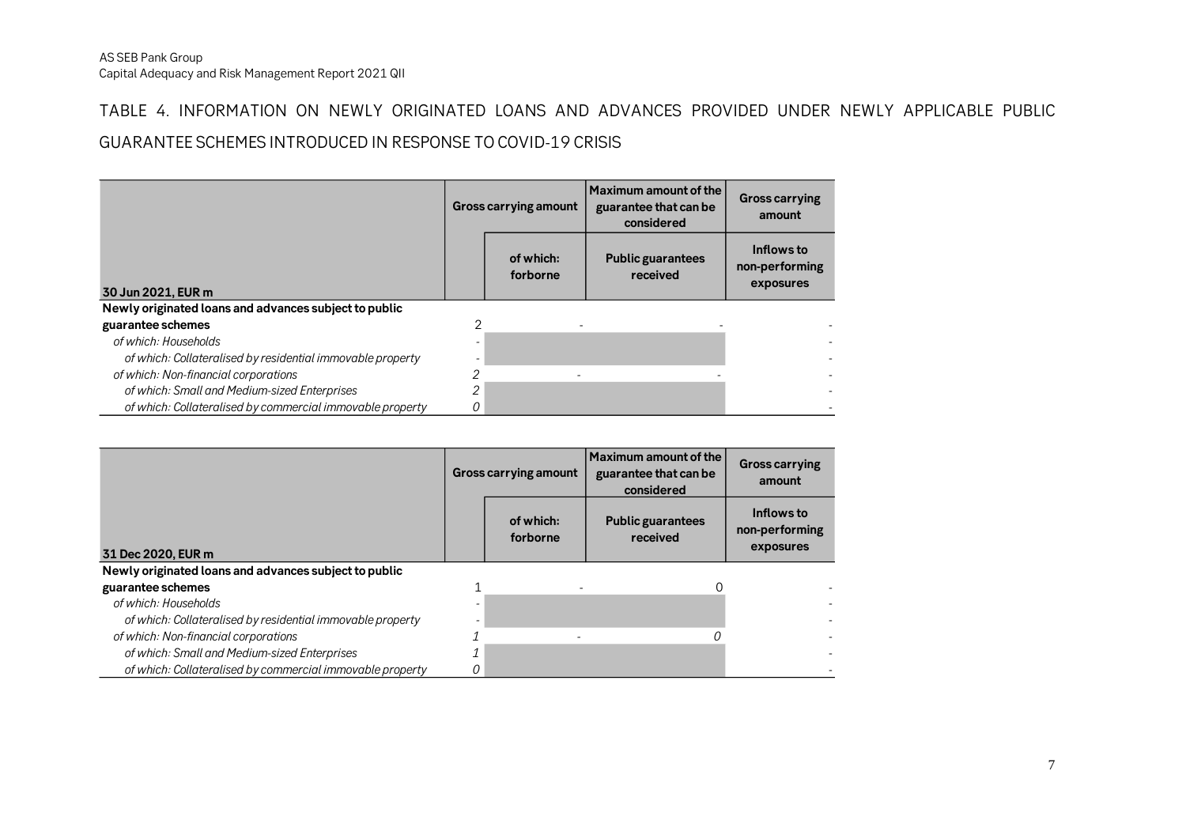## TABLE 4. INFORMATION ON NEWLY ORIGINATED LOANS AND ADVANCES PROVIDED UNDER NEWLY APPLICABLE PUBLIC GUARANTEE SCHEMES INTRODUCED IN RESPONSE TO COVID-19 CRISIS

| 30 Jun 2021, EUR m | Gross carrying amount | | Maximum amount of the guarantee that can be considered | Gross carrying amount |
|---|---|---|---|---|
| | | of which: forborne | Public guarantees received | Inflows to non-performing exposures |
| **Newly originated loans and advances subject to public guarantee schemes** | 2 | - | - | - |
| *of which: Households* | - | | | - |
| *of which: Collateralised by residential immovable property* | - | | | - |
| *of which: Non-financial corporations* | *2* | - | - | - |
| *of which: Small and Medium-sized Enterprises* | *2* | | | - |
| *of which: Collateralised by commercial immovable property* | *0* | | | - |

| 31 Dec 2020, EUR m | Gross carrying amount | | Maximum amount of the guarantee that can be considered | Gross carrying amount |
|---|---|---|---|---|
| | | of which: forborne | Public guarantees received | Inflows to non-performing exposures |
| **Newly originated loans and advances subject to public guarantee schemes** | 1 | - | 0 | - |
| *of which: Households* | - | | | - |
| *of which: Collateralised by residential immovable property* | - | | | - |
| *of which: Non-financial corporations* | *1* | - | *0* | - |
| *of which: Small and Medium-sized Enterprises* | *1* | | | - |
| *of which: Collateralised by commercial immovable property* | *0* | | | - |